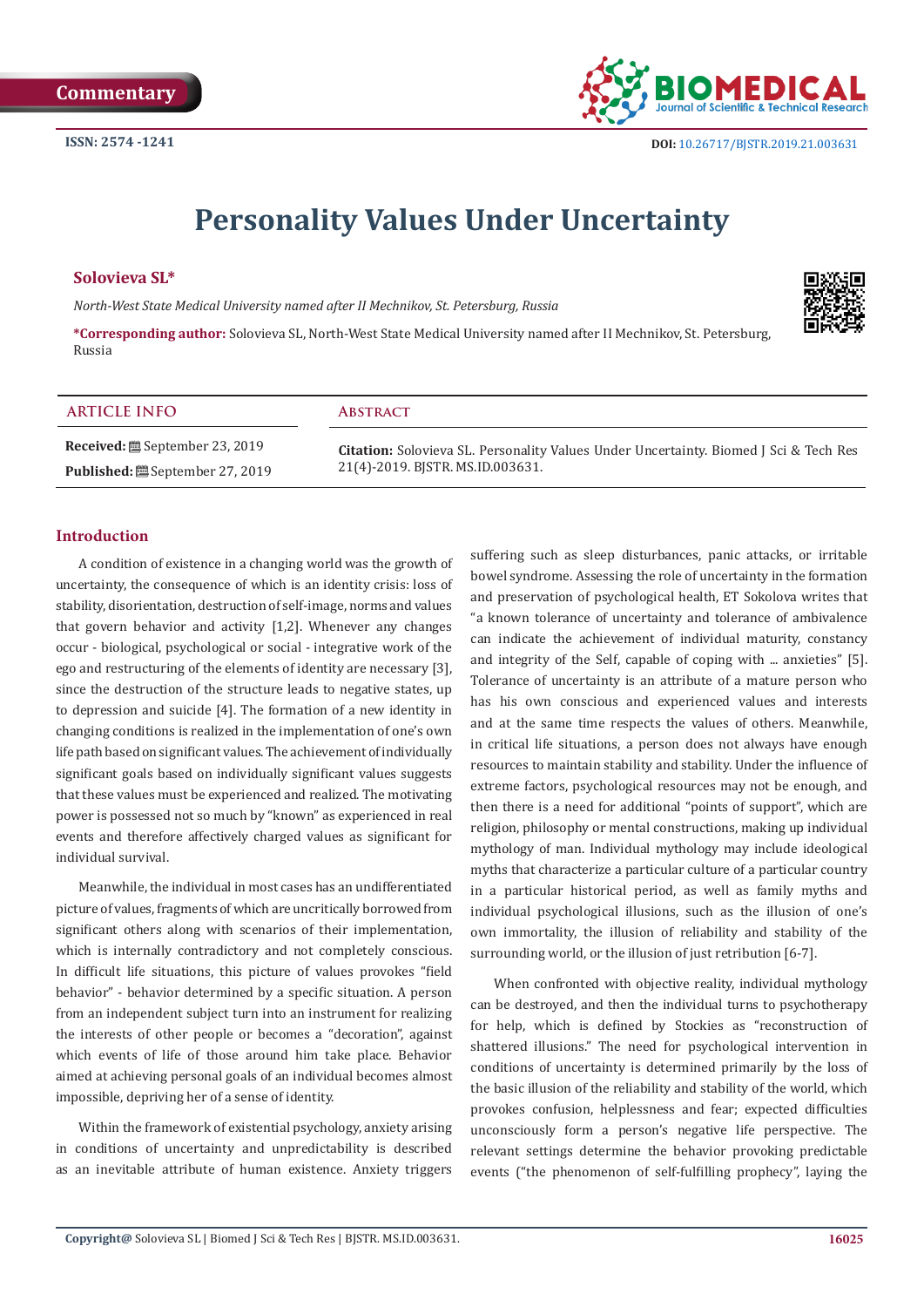Commentary

ISSN: 2574 -1241

DOI: 10.26717/BJSTR.2019.21.003631

# Personality Values Under Uncertainty

**Solovieva SL***

*North-West State Medical University named after II Mechnikov, St. Petersburg, Russia*

***Corresponding author:** Solovieva SL, North-West State Medical University named after II Mechnikov, St. Petersburg, Russia

**ARTICLE INFO**

**Received:** September 23, 2019

**Published:** September 27, 2019

**Abstract**

**Citation:** Solovieva SL. Personality Values Under Uncertainty. Biomed J Sci & Tech Res 21(4)-2019. BJSTR. MS.ID.003631.

## Introduction

A condition of existence in a changing world was the growth of uncertainty, the consequence of which is an identity crisis: loss of stability, disorientation, destruction of self-image, norms and values that govern behavior and activity [1,2]. Whenever any changes occur - biological, psychological or social - integrative work of the ego and restructuring of the elements of identity are necessary [3], since the destruction of the structure leads to negative states, up to depression and suicide [4]. The formation of a new identity in changing conditions is realized in the implementation of one's own life path based on significant values. The achievement of individually significant goals based on individually significant values suggests that these values must be experienced and realized. The motivating power is possessed not so much by "known" as experienced in real events and therefore affectively charged values as significant for individual survival.

Meanwhile, the individual in most cases has an undifferentiated picture of values, fragments of which are uncritically borrowed from significant others along with scenarios of their implementation, which is internally contradictory and not completely conscious. In difficult life situations, this picture of values provokes "field behavior" - behavior determined by a specific situation. A person from an independent subject turn into an instrument for realizing the interests of other people or becomes a "decoration", against which events of life of those around him take place. Behavior aimed at achieving personal goals of an individual becomes almost impossible, depriving her of a sense of identity.

Within the framework of existential psychology, anxiety arising in conditions of uncertainty and unpredictability is described as an inevitable attribute of human existence. Anxiety triggers suffering such as sleep disturbances, panic attacks, or irritable bowel syndrome. Assessing the role of uncertainty in the formation and preservation of psychological health, ET Sokolova writes that "a known tolerance of uncertainty and tolerance of ambivalence can indicate the achievement of individual maturity, constancy and integrity of the Self, capable of coping with ... anxieties" [5]. Tolerance of uncertainty is an attribute of a mature person who has his own conscious and experienced values and interests and at the same time respects the values of others. Meanwhile, in critical life situations, a person does not always have enough resources to maintain stability and stability. Under the influence of extreme factors, psychological resources may not be enough, and then there is a need for additional "points of support", which are religion, philosophy or mental constructions, making up individual mythology of man. Individual mythology may include ideological myths that characterize a particular culture of a particular country in a particular historical period, as well as family myths and individual psychological illusions, such as the illusion of one's own immortality, the illusion of reliability and stability of the surrounding world, or the illusion of just retribution [6-7].

When confronted with objective reality, individual mythology can be destroyed, and then the individual turns to psychotherapy for help, which is defined by Stockies as "reconstruction of shattered illusions." The need for psychological intervention in conditions of uncertainty is determined primarily by the loss of the basic illusion of the reliability and stability of the world, which provokes confusion, helplessness and fear; expected difficulties unconsciously form a person's negative life perspective. The relevant settings determine the behavior provoking predictable events ("the phenomenon of self-fulfilling prophecy", laying the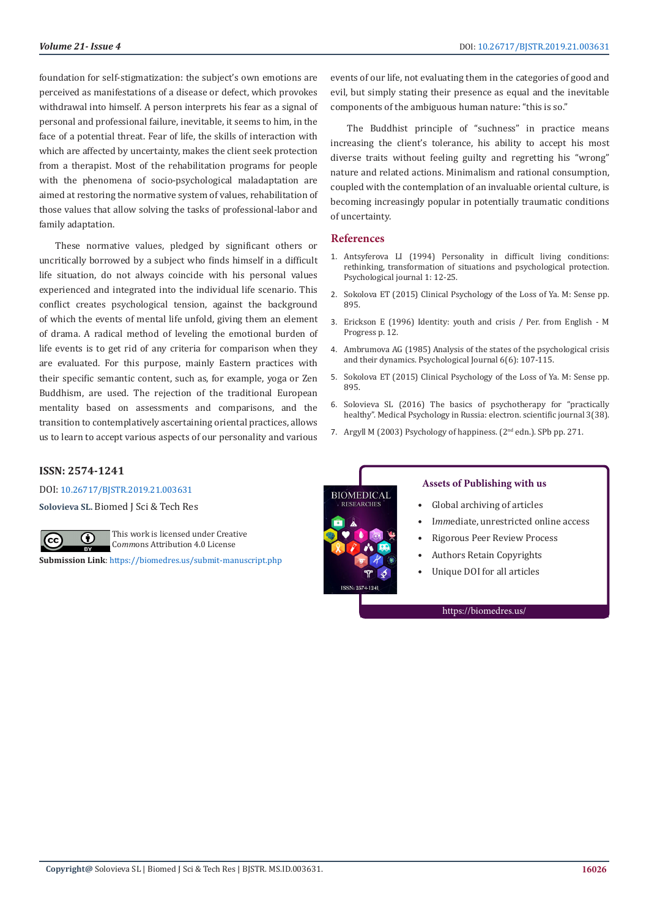foundation for self-stigmatization: the subject's own emotions are perceived as manifestations of a disease or defect, which provokes withdrawal into himself. A person interprets his fear as a signal of personal and professional failure, inevitable, it seems to him, in the face of a potential threat. Fear of life, the skills of interaction with which are affected by uncertainty, makes the client seek protection from a therapist. Most of the rehabilitation programs for people with the phenomena of socio-psychological maladaptation are aimed at restoring the normative system of values, rehabilitation of those values that allow solving the tasks of professional-labor and family adaptation.

These normative values, pledged by significant others or uncritically borrowed by a subject who finds himself in a difficult life situation, do not always coincide with his personal values experienced and integrated into the individual life scenario. This conflict creates psychological tension, against the background of which the events of mental life unfold, giving them an element of drama. A radical method of leveling the emotional burden of life events is to get rid of any criteria for comparison when they are evaluated. For this purpose, mainly Eastern practices with their specific semantic content, such as, for example, yoga or Zen Buddhism, are used. The rejection of the traditional European mentality based on assessments and comparisons, and the transition to contemplatively ascertaining oriental practices, allows us to learn to accept various aspects of our personality and various events of our life, not evaluating them in the categories of good and evil, but simply stating their presence as equal and the inevitable components of the ambiguous human nature: "this is so."

The Buddhist principle of "suchness" in practice means increasing the client's tolerance, his ability to accept his most diverse traits without feeling guilty and regretting his "wrong" nature and related actions. Minimalism and rational consumption, coupled with the contemplation of an invaluable oriental culture, is becoming increasingly popular in potentially traumatic conditions of uncertainty.

## References

1. Antsyferova LI (1994) Personality in difficult living conditions: rethinking, transformation of situations and psychological protection. Psychological journal 1: 12-25.
2. Sokolova ET (2015) Clinical Psychology of the Loss of Ya. M: Sense pp. 895.
3. Erickson E (1996) Identity: youth and crisis / Per. from English - M Progress p. 12.
4. Ambrumova AG (1985) Analysis of the states of the psychological crisis and their dynamics. Psychological Journal 6(6): 107-115.
5. Sokolova ET (2015) Clinical Psychology of the Loss of Ya. M: Sense pp. 895.
6. Solovieva SL (2016) The basics of psychotherapy for "practically healthy". Medical Psychology in Russia: electron. scientific journal 3(38).
7. Argyll M (2003) Psychology of happiness. (2nd edn.). SPb pp. 271.

**ISSN: 2574-1241**

DOI: 10.26717/BJSTR.2019.21.003631

**Solovieva SL.** Biomed J Sci & Tech Res

This work is licensed under Creative Commons Attribution 4.0 License

**Submission Link**: https://biomedres.us/submit-manuscript.php

### Assets of Publishing with us

- Global archiving of articles
- Immediate, unrestricted online access
- Rigorous Peer Review Process
- Authors Retain Copyrights
- Unique DOI for all articles

https://biomedres.us/